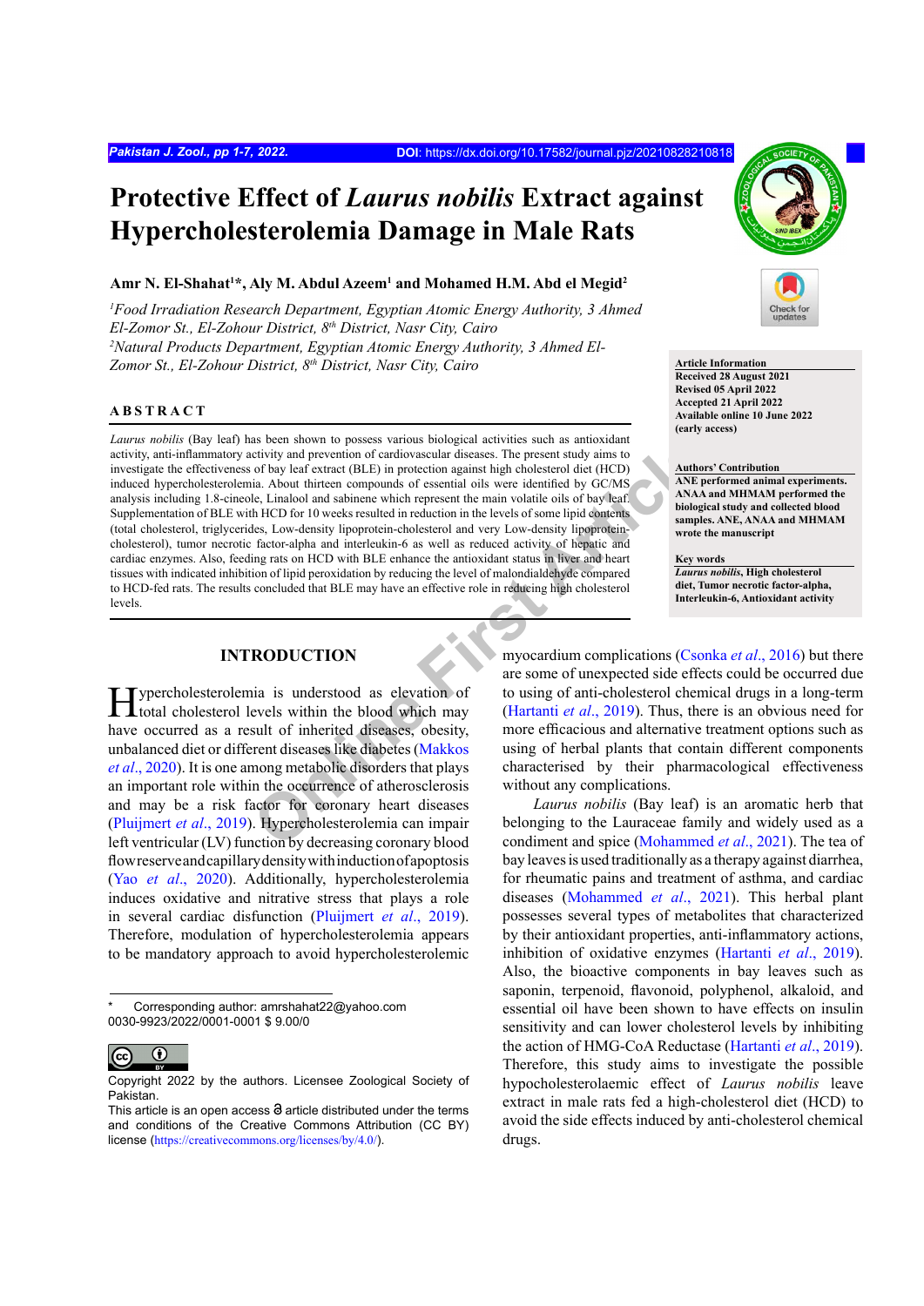# Protective Effect of *Laurus nobilis* Extract against Hypercholesterolemia Damage in Male Rats

**Amr N. El-Shahat[1]*, Aly M. Abdul Azeem[1] and Mohamed H.M. Abd el Megid[2]**

*[1]Food Irradiation Research Department, Egyptian Atomic Energy Authority, 3 Ahmed El-Zomor St., El-Zohour District, 8th District, Nasr City, Cairo*
*[2]Natural Products Department, Egyptian Atomic Energy Authority, 3 Ahmed El-Zomor St., El-Zohour District, 8th District, Nasr City, Cairo*

**Article Information**
**Received 28 August 2021**
**Revised 05 April 2022**
**Accepted 21 April 2022**
**Available online 10 June 2022 (early access)**

**Authors' Contribution**
**ANE performed animal experiments. ANAA and MHMAM performed the biological study and collected blood samples. ANE, ANAA and MHMAM wrote the manuscript**

**Key words**
***Laurus nobilis*, High cholesterol diet, Tumor necrotic factor-alpha, Interleukin-6, Antioxidant activity**

## ABSTRACT

*Laurus nobilis* (Bay leaf) has been shown to possess various biological activities such as antioxidant activity, anti-inflammatory activity and prevention of cardiovascular diseases. The present study aims to investigate the effectiveness of bay leaf extract (BLE) in protection against high cholesterol diet (HCD) induced hypercholesterolemia. About thirteen compounds of essential oils were identified by GC/MS analysis including 1.8-cineole, Linalool and sabinene which represent the main volatile oils of bay leaf. Supplementation of BLE with HCD for 10 weeks resulted in reduction in the levels of some lipid contents (total cholesterol, triglycerides, Low-density lipoprotein-cholesterol and very Low-density lipoprotein-cholesterol), tumor necrotic factor-alpha and interleukin-6 as well as reduced activity of hepatic and cardiac enzymes. Also, feeding rats on HCD with BLE enhance the antioxidant status in liver and heart tissues with indicated inhibition of lipid peroxidation by reducing the level of malondialdehyde compared to HCD-fed rats. The results concluded that BLE may have an effective role in reducing high cholesterol levels.

## INTRODUCTION

Hypercholesterolemia is understood as elevation of total cholesterol levels within the blood which may have occurred as a result of inherited diseases, obesity, unbalanced diet or different diseases like diabetes (Makkos *et al.*, 2020). It is one among metabolic disorders that plays an important role within the occurrence of atherosclerosis and may be a risk factor for coronary heart diseases (Pluijmert *et al.*, 2019). Hypercholesterolemia can impair left ventricular (LV) function by decreasing coronary blood flow reserve and capillary density with induction of apoptosis (Yao *et al.*, 2020). Additionally, hypercholesterolemia induces oxidative and nitrative stress that plays a role in several cardiac disfunction (Pluijmert *et al.*, 2019). Therefore, modulation of hypercholesterolemia appears to be mandatory approach to avoid hypercholesterolemic myocardium complications (Csonka *et al.*, 2016) but there are some of unexpected side effects could be occurred due to using of anti-cholesterol chemical drugs in a long-term (Hartanti *et al.*, 2019). Thus, there is an obvious need for more efficacious and alternative treatment options such as using of herbal plants that contain different components characterised by their pharmacological effectiveness without any complications.

*Laurus nobilis* (Bay leaf) is an aromatic herb that belonging to the Lauraceae family and widely used as a condiment and spice (Mohammed *et al.*, 2021). The tea of bay leaves is used traditionally as a therapy against diarrhea, for rheumatic pains and treatment of asthma, and cardiac diseases (Mohammed *et al.*, 2021). This herbal plant possesses several types of metabolites that characterized by their antioxidant properties, anti-inflammatory actions, inhibition of oxidative enzymes (Hartanti *et al.*, 2019). Also, the bioactive components in bay leaves such as saponin, terpenoid, flavonoid, polyphenol, alkaloid, and essential oil have been shown to have effects on insulin sensitivity and can lower cholesterol levels by inhibiting the action of HMG-CoA Reductase (Hartanti *et al.*, 2019). Therefore, this study aims to investigate the possible hypocholesterolaemic effect of *Laurus nobilis* leave extract in male rats fed a high-cholesterol diet (HCD) to avoid the side effects induced by anti-cholesterol chemical drugs.

---

\* Corresponding author: amrshahat22@yahoo.com
0030-9923/2022/0001-0001 $ 9.00/0

Copyright 2022 by the authors. Licensee Zoological Society of Pakistan.
This article is an open access article distributed under the terms and conditions of the Creative Commons Attribution (CC BY) license (https://creativecommons.org/licenses/by/4.0/).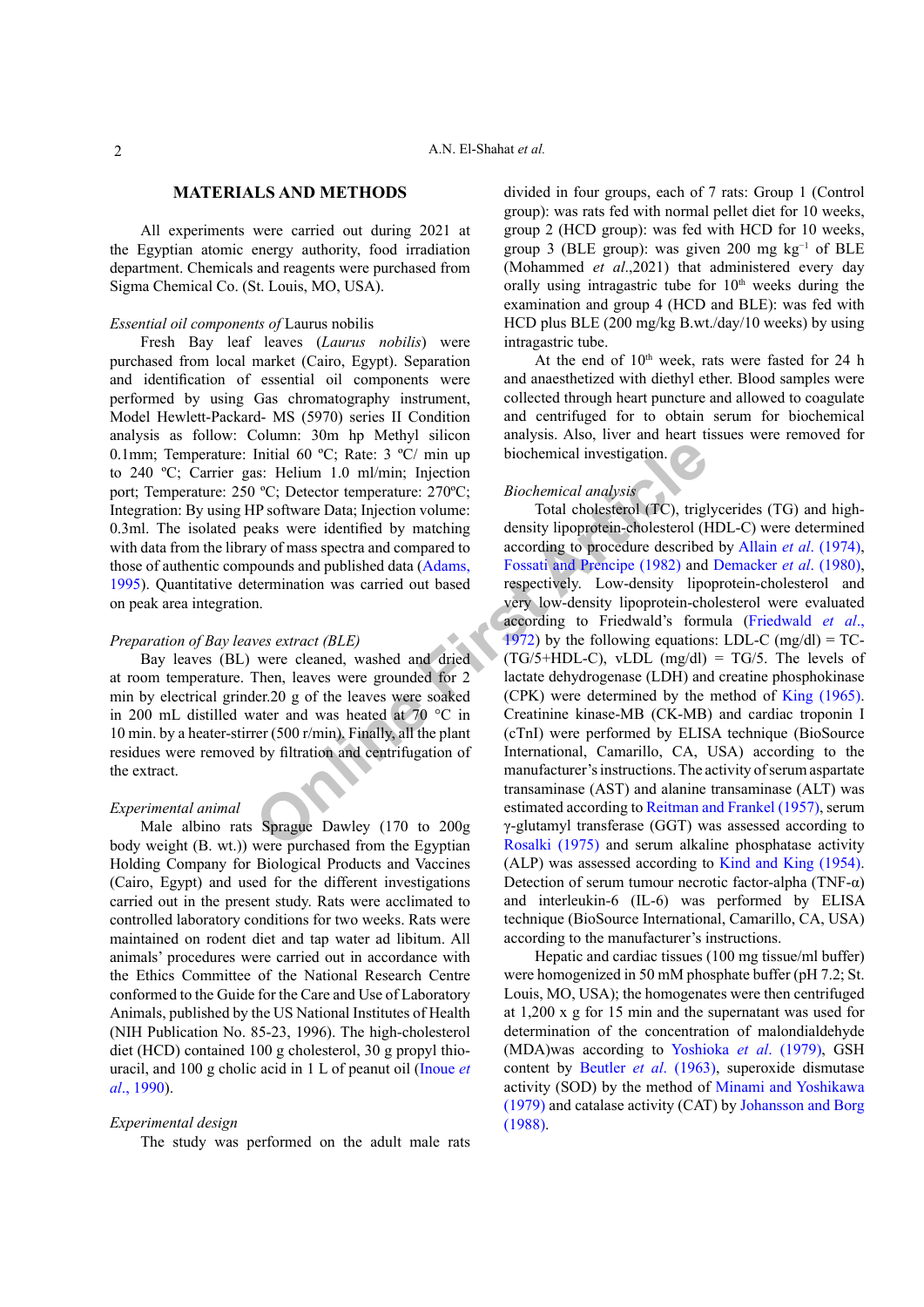## MATERIALS AND METHODS

All experiments were carried out during 2021 at the Egyptian atomic energy authority, food irradiation department. Chemicals and reagents were purchased from Sigma Chemical Co. (St. Louis, MO, USA).

*Essential oil components of* Laurus nobilis

Fresh Bay leaf leaves (*Laurus nobilis*) were purchased from local market (Cairo, Egypt). Separation and identification of essential oil components were performed by using Gas chromatography instrument, Model Hewlett-Packard- MS (5970) series II Condition analysis as follow: Column: 30m hp Methyl silicon 0.1mm; Temperature: Initial 60 ºC; Rate: 3 ºC/ min up to 240 ºC; Carrier gas: Helium 1.0 ml/min; Injection port; Temperature: 250 ºC; Detector temperature: 270ºC; Integration: By using HP software Data; Injection volume: 0.3ml. The isolated peaks were identified by matching with data from the library of mass spectra and compared to those of authentic compounds and published data (Adams, 1995). Quantitative determination was carried out based on peak area integration.

*Preparation of Bay leaves extract (BLE)*

Bay leaves (BL) were cleaned, washed and dried at room temperature. Then, leaves were grounded for 2 min by electrical grinder.20 g of the leaves were soaked in 200 mL distilled water and was heated at 70 °C in 10 min. by a heater-stirrer (500 r/min). Finally, all the plant residues were removed by filtration and centrifugation of the extract.

*Experimental animal*

Male albino rats Sprague Dawley (170 to 200g body weight (B. wt.)) were purchased from the Egyptian Holding Company for Biological Products and Vaccines (Cairo, Egypt) and used for the different investigations carried out in the present study. Rats were acclimated to controlled laboratory conditions for two weeks. Rats were maintained on rodent diet and tap water ad libitum. All animals' procedures were carried out in accordance with the Ethics Committee of the National Research Centre conformed to the Guide for the Care and Use of Laboratory Animals, published by the US National Institutes of Health (NIH Publication No. 85-23, 1996). The high-cholesterol diet (HCD) contained 100 g cholesterol, 30 g propyl thio-uracil, and 100 g cholic acid in 1 L of peanut oil (Inoue *et al*., 1990).

*Experimental design*

The study was performed on the adult male rats divided in four groups, each of 7 rats: Group 1 (Control group): was rats fed with normal pellet diet for 10 weeks, group 2 (HCD group): was fed with HCD for 10 weeks, group 3 (BLE group): was given 200 mg $kg^{-1}$ of BLE (Mohammed *et al*.,2021) that administered every day orally using intragastric tube for 10th weeks during the examination and group 4 (HCD and BLE): was fed with HCD plus BLE (200 mg/kg B.wt./day/10 weeks) by using intragastric tube.

At the end of 10th week, rats were fasted for 24 h and anaesthetized with diethyl ether. Blood samples were collected through heart puncture and allowed to coagulate and centrifuged for to obtain serum for biochemical analysis. Also, liver and heart tissues were removed for biochemical investigation.

*Biochemical analysis*

Total cholesterol (TC), triglycerides (TG) and high-density lipoprotein-cholesterol (HDL-C) were determined according to procedure described by Allain *et al*. (1974), Fossati and Prencipe (1982) and Demacker *et al*. (1980), respectively. Low-density lipoprotein-cholesterol and very low-density lipoprotein-cholesterol were evaluated according to Friedwald's formula (Friedwald *et al*., 1972) by the following equations: LDL-C (mg/dl) = TC-(TG/5+HDL-C), vLDL (mg/dl) = TG/5. The levels of lactate dehydrogenase (LDH) and creatine phosphokinase (CPK) were determined by the method of King (1965). Creatinine kinase-MB (CK-MB) and cardiac troponin I (cTnI) were performed by ELISA technique (BioSource International, Camarillo, CA, USA) according to the manufacturer's instructions. The activity of serum aspartate transaminase (AST) and alanine transaminase (ALT) was estimated according to Reitman and Frankel (1957), serum γ-glutamyl transferase (GGT) was assessed according to Rosalki (1975) and serum alkaline phosphatase activity (ALP) was assessed according to Kind and King (1954). Detection of serum tumour necrotic factor-alpha (TNF-α) and interleukin-6 (IL-6) was performed by ELISA technique (BioSource International, Camarillo, CA, USA) according to the manufacturer's instructions.

Hepatic and cardiac tissues (100 mg tissue/ml buffer) were homogenized in 50 mM phosphate buffer (pH 7.2; St. Louis, MO, USA); the homogenates were then centrifuged at 1,200 x g for 15 min and the supernatant was used for determination of the concentration of malondialdehyde (MDA)was according to Yoshioka *et al*. (1979), GSH content by Beutler *et al*. (1963), superoxide dismutase activity (SOD) by the method of Minami and Yoshikawa (1979) and catalase activity (CAT) by Johansson and Borg (1988).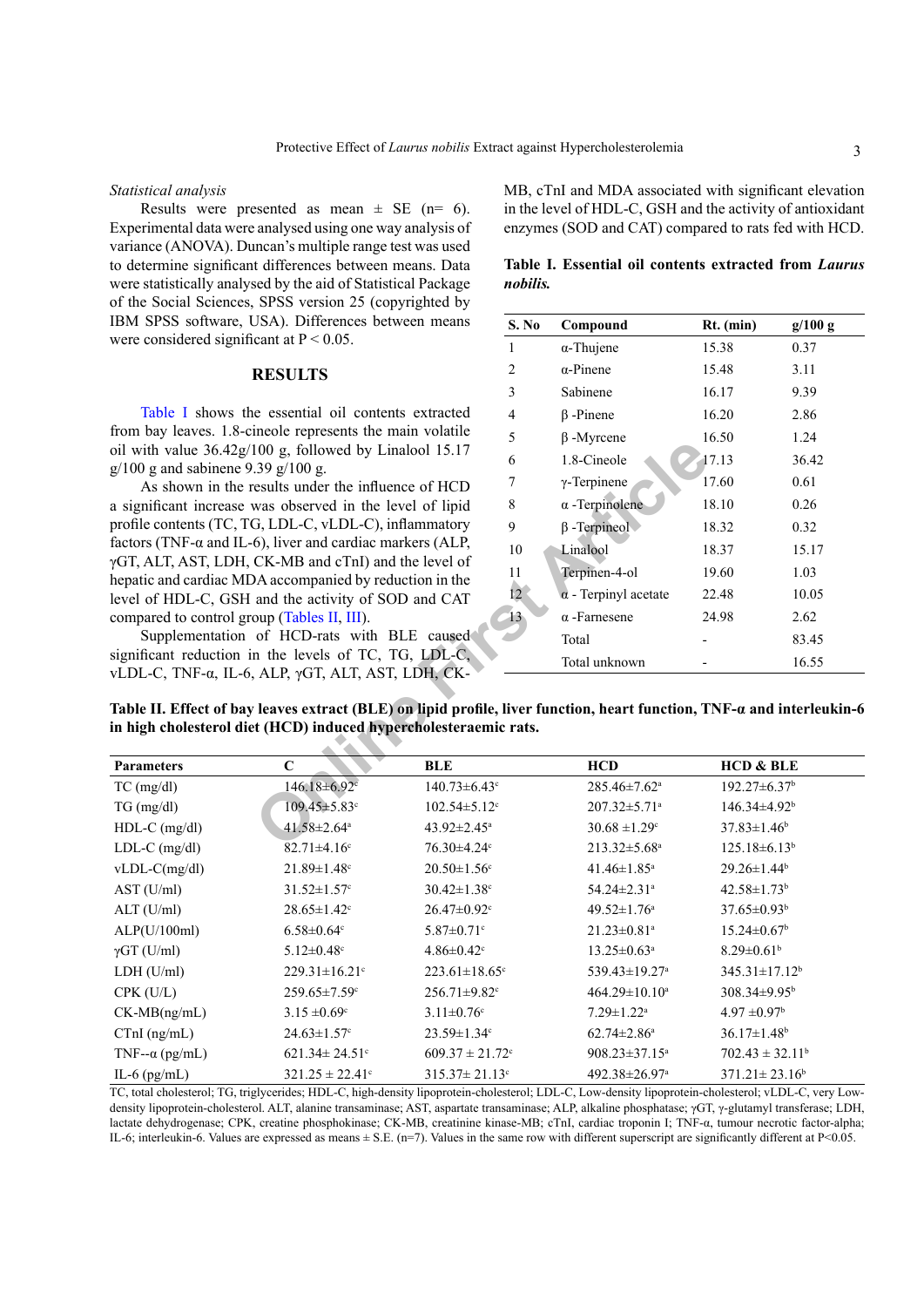*Statistical analysis*

Results were presented as mean ± SE (n= 6). Experimental data were analysed using one way analysis of variance (ANOVA). Duncan's multiple range test was used to determine significant differences between means. Data were statistically analysed by the aid of Statistical Package of the Social Sciences, SPSS version 25 (copyrighted by IBM SPSS software, USA). Differences between means were considered significant at P < 0.05.

## RESULTS

Table I shows the essential oil contents extracted from bay leaves. 1.8-cineole represents the main volatile oil with value 36.42g/100 g, followed by Linalool 15.17 g/100 g and sabinene 9.39 g/100 g.

As shown in the results under the influence of HCD a significant increase was observed in the level of lipid profile contents (TC, TG, LDL-C, vLDL-C), inflammatory factors (TNF-α and IL-6), liver and cardiac markers (ALP, γGT, ALT, AST, LDH, CK-MB and cTnI) and the level of hepatic and cardiac MDA accompanied by reduction in the level of HDL-C, GSH and the activity of SOD and CAT compared to control group (Tables II, III).

Supplementation of HCD-rats with BLE caused significant reduction in the levels of TC, TG, LDL-C, vLDL-C, TNF-α, IL-6, ALP, γGT, ALT, AST, LDH, CK-MB, cTnI and MDA associated with significant elevation in the level of HDL-C, GSH and the activity of antioxidant enzymes (SOD and CAT) compared to rats fed with HCD.

**Table I. Essential oil contents extracted from *Laurus nobilis.***

| S. No | Compound | Rt. (min) | g/100 g |
|---|---|---|---|
| 1 | α-Thujene | 15.38 | 0.37 |
| 2 | α-Pinene | 15.48 | 3.11 |
| 3 | Sabinene | 16.17 | 9.39 |
| 4 | β -Pinene | 16.20 | 2.86 |
| 5 | β -Myrcene | 16.50 | 1.24 |
| 6 | 1.8-Cineole | 17.13 | 36.42 |
| 7 | γ-Terpinene | 17.60 | 0.61 |
| 8 | α -Terpinolene | 18.10 | 0.26 |
| 9 | β -Terpineol | 18.32 | 0.32 |
| 10 | Linalool | 18.37 | 15.17 |
| 11 | Terpinen-4-ol | 19.60 | 1.03 |
| 12 | α - Terpinyl acetate | 22.48 | 10.05 |
| 13 | α -Farnesene | 24.98 | 2.62 |
| | Total | - | 83.45 |
| | Total unknown | - | 16.55 |

**Table II. Effect of bay leaves extract (BLE) on lipid profile, liver function, heart function, TNF-α and interleukin-6 in high cholesterol diet (HCD) induced hypercholesteraemic rats.**

| Parameters | C | BLE | HCD | HCD & BLE |
|---|---|---|---|---|
| TC (mg/dl) | 146.18±6.92$^c$ | 140.73±6.43$^c$ | 285.46±7.62$^a$ | 192.27±6.37$^b$ |
| TG (mg/dl) | 109.45±5.83$^c$ | 102.54±5.12$^c$ | 207.32±5.71$^a$ | 146.34±4.92$^b$ |
| HDL-C (mg/dl) | 41.58±2.64$^a$ | 43.92±2.45$^a$ | 30.68 ±1.29$^c$ | 37.83±1.46$^b$ |
| LDL-C (mg/dl) | 82.71±4.16$^c$ | 76.30±4.24$^c$ | 213.32±5.68$^a$ | 125.18±6.13$^b$ |
| vLDL-C(mg/dl) | 21.89±1.48$^c$ | 20.50±1.56$^c$ | 41.46±1.85$^a$ | 29.26±1.44$^b$ |
| AST (U/ml) | 31.52±1.57$^c$ | 30.42±1.38$^c$ | 54.24±2.31$^a$ | 42.58±1.73$^b$ |
| ALT (U/ml) | 28.65±1.42$^c$ | 26.47±0.92$^c$ | 49.52±1.76$^a$ | 37.65±0.93$^b$ |
| ALP(U/100ml) | 6.58±0.64$^c$ | 5.87±0.71$^c$ | 21.23±0.81$^a$ | 15.24±0.67$^b$ |
| γGT (U/ml) | 5.12±0.48$^c$ | 4.86±0.42$^c$ | 13.25±0.63$^a$ | 8.29±0.61$^b$ |
| LDH (U/ml) | 229.31±16.21$^c$ | 223.61±18.65$^c$ | 539.43±19.27$^a$ | 345.31±17.12$^b$ |
| CPK (U/L) | 259.65±7.59$^c$ | 256.71±9.82$^c$ | 464.29±10.10$^a$ | 308.34±9.95$^b$ |
| CK-MB(ng/mL) | 3.15 ±0.69$^c$ | 3.11±0.76$^c$ | 7.29±1.22$^a$ | 4.97 ±0.97$^b$ |
| CTnI (ng/mL) | 24.63±1.57$^c$ | 23.59±1.34$^c$ | 62.74±2.86$^a$ | 36.17±1.48$^b$ |
| TNF--α (pg/mL) | 621.34± 24.51$^c$ | 609.37 ± 21.72$^c$ | 908.23±37.15$^a$ | 702.43 ± 32.11$^b$ |
| IL-6 (pg/mL) | 321.25 ± 22.41$^c$ | 315.37± 21.13$^c$ | 492.38±26.97$^a$ | 371.21± 23.16$^b$ |

TC, total cholesterol; TG, triglycerides; HDL-C, high-density lipoprotein-cholesterol; LDL-C, Low-density lipoprotein-cholesterol; vLDL-C, very Low-density lipoprotein-cholesterol. ALT, alanine transaminase; AST, aspartate transaminase; ALP, alkaline phosphatase; γGT, γ-glutamyl transferase; LDH, lactate dehydrogenase; CPK, creatine phosphokinase; CK-MB, creatinine kinase-MB; cTnI, cardiac troponin I; TNF-α, tumour necrotic factor-alpha; IL-6; interleukin-6. Values are expressed as means ± S.E. (n=7). Values in the same row with different superscript are significantly different at P<0.05.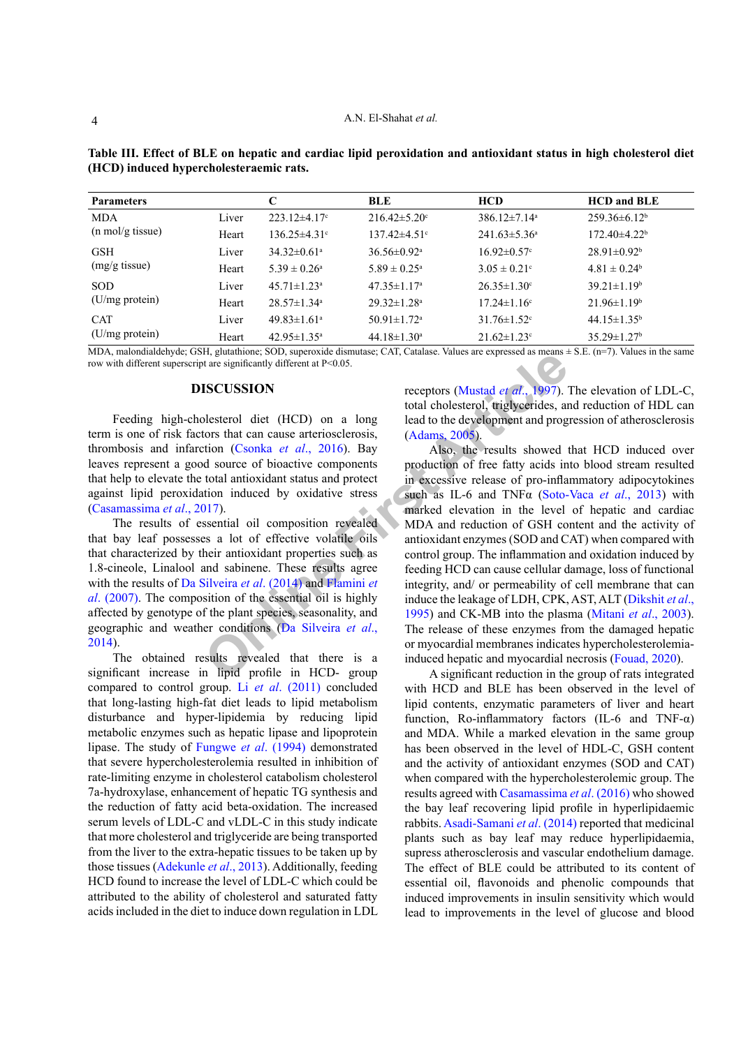**Table III. Effect of BLE on hepatic and cardiac lipid peroxidation and antioxidant status in high cholesterol diet (HCD) induced hypercholesteraemic rats.**

| Parameters | | C | BLE | HCD | HCD and BLE |
|---|---|---|---|---|---|
| MDA (n mol/g tissue) | Liver | 223.12±4.17[c] | 216.42±5.20[c] | 386.12±7.14[a] | 259.36±6.12[b] |
| | Heart | 136.25±4.31[c] | 137.42±4.51[c] | 241.63±5.36[a] | 172.40±4.22[b] |
| GSH (mg/g tissue) | Liver | 34.32±0.61[a] | 36.56±0.92[a] | 16.92±0.57[c] | 28.91±0.92[b] |
| | Heart | 5.39 ± 0.26[a] | 5.89 ± 0.25[a] | 3.05 ± 0.21[c] | 4.81 ± 0.24[b] |
| SOD (U/mg protein) | Liver | 45.71±1.23[a] | 47.35±1.17[a] | 26.35±1.30[c] | 39.21±1.19[b] |
| | Heart | 28.57±1.34[a] | 29.32±1.28[a] | 17.24±1.16[c] | 21.96±1.19[b] |
| CAT (U/mg protein) | Liver | 49.83±1.61[a] | 50.91±1.72[a] | 31.76±1.52[c] | 44.15±1.35[b] |
| | Heart | 42.95±1.35[a] | 44.18±1.30[a] | 21.62±1.23[c] | 35.29±1.27[b] |

MDA, malondialdehyde; GSH, glutathione; SOD, superoxide dismutase; CAT, Catalase. Values are expressed as means ± S.E. (n=7). Values in the same row with different superscript are significantly different at P<0.05.

## DISCUSSION

Feeding high-cholesterol diet (HCD) on a long term is one of risk factors that can cause arteriosclerosis, thrombosis and infarction (Csonka *et al.*, 2016). Bay leaves represent a good source of bioactive components that help to elevate the total antioxidant status and protect against lipid peroxidation induced by oxidative stress (Casamassima *et al*., 2017).

The results of essential oil composition revealed that bay leaf possesses a lot of effective volatile oils that characterized by their antioxidant properties such as 1.8-cineole, Linalool and sabinene. These results agree with the results of Da Silveira *et al*. (2014) and Flamini *et al*. (2007). The composition of the essential oil is highly affected by genotype of the plant species, seasonality, and geographic and weather conditions (Da Silveira *et al*., 2014).

The obtained results revealed that there is a significant increase in lipid profile in HCD- group compared to control group. Li *et al*. (2011) concluded that long-lasting high-fat diet leads to lipid metabolism disturbance and hyper-lipidemia by reducing lipid metabolic enzymes such as hepatic lipase and lipoprotein lipase. The study of Fungwe *et al*. (1994) demonstrated that severe hypercholesterolemia resulted in inhibition of rate-limiting enzyme in cholesterol catabolism cholesterol 7a-hydroxylase, enhancement of hepatic TG synthesis and the reduction of fatty acid beta-oxidation. The increased serum levels of LDL-C and vLDL-C in this study indicate that more cholesterol and triglyceride are being transported from the liver to the extra-hepatic tissues to be taken up by those tissues (Adekunle *et al*., 2013). Additionally, feeding HCD found to increase the level of LDL-C which could be attributed to the ability of cholesterol and saturated fatty acids included in the diet to induce down regulation in LDL receptors (Mustad *et al*., 1997). The elevation of LDL-C, total cholesterol, triglycerides, and reduction of HDL can lead to the development and progression of atherosclerosis (Adams, 2005).

Also, the results showed that HCD induced over production of free fatty acids into blood stream resulted in excessive release of pro-inflammatory adipocytokines such as IL-6 and TNFα (Soto-Vaca *et al*., 2013) with marked elevation in the level of hepatic and cardiac MDA and reduction of GSH content and the activity of antioxidant enzymes (SOD and CAT) when compared with control group. The inflammation and oxidation induced by feeding HCD can cause cellular damage, loss of functional integrity, and/ or permeability of cell membrane that can induce the leakage of LDH, CPK, AST, ALT (Dikshit *et al*., 1995) and CK-MB into the plasma (Mitani *et al*., 2003). The release of these enzymes from the damaged hepatic or myocardial membranes indicates hypercholesterolemia-induced hepatic and myocardial necrosis (Fouad, 2020).

A significant reduction in the group of rats integrated with HCD and BLE has been observed in the level of lipid contents, enzymatic parameters of liver and heart function, Ro-inflammatory factors (IL-6 and TNF-α) and MDA. While a marked elevation in the same group has been observed in the level of HDL-C, GSH content and the activity of antioxidant enzymes (SOD and CAT) when compared with the hypercholesterolemic group. The results agreed with Casamassima *et al*. (2016) who showed the bay leaf recovering lipid profile in hyperlipidaemic rabbits. Asadi-Samani *et al*. (2014) reported that medicinal plants such as bay leaf may reduce hyperlipidaemia, supress atherosclerosis and vascular endothelium damage. The effect of BLE could be attributed to its content of essential oil, flavonoids and phenolic compounds that induced improvements in insulin sensitivity which would lead to improvements in the level of glucose and blood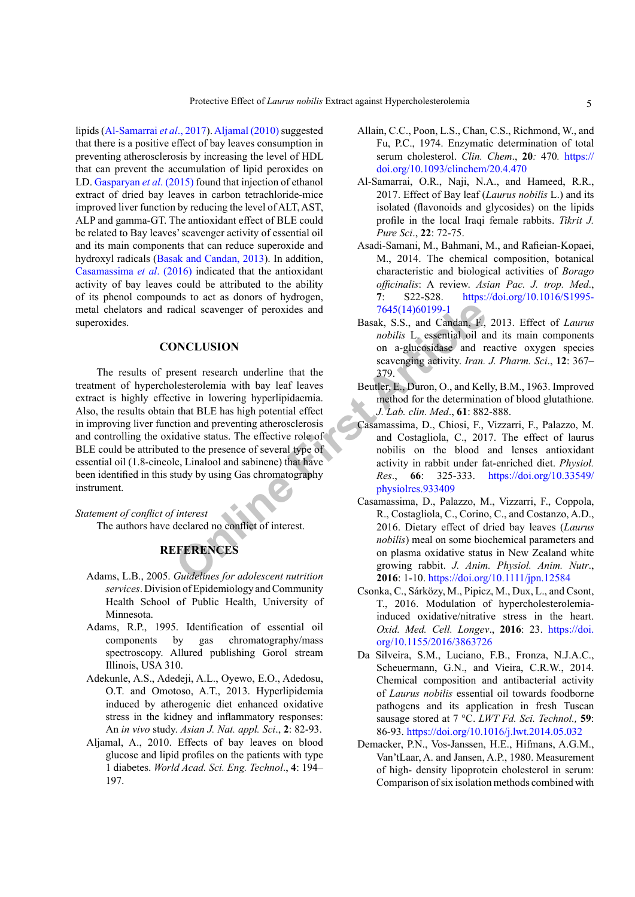lipids (Al-Samarrai *et al*., 2017). Aljamal (2010) suggested that there is a positive effect of bay leaves consumption in preventing atherosclerosis by increasing the level of HDL that can prevent the accumulation of lipid peroxides on LD. Gasparyan *et al*. (2015) found that injection of ethanol extract of dried bay leaves in carbon tetrachloride-mice improved liver function by reducing the level of ALT, AST, ALP and gamma-GT. The antioxidant effect of BLE could be related to Bay leaves' scavenger activity of essential oil and its main components that can reduce superoxide and hydroxyl radicals (Basak and Candan, 2013). In addition, Casamassima *et al*. (2016) indicated that the antioxidant activity of bay leaves could be attributed to the ability of its phenol compounds to act as donors of hydrogen, metal chelators and radical scavenger of peroxides and superoxides.

## CONCLUSION

The results of present research underline that the treatment of hypercholesterolemia with bay leaf leaves extract is highly effective in lowering hyperlipidaemia. Also, the results obtain that BLE has high potential effect in improving liver function and preventing atherosclerosis and controlling the oxidative status. The effective role of BLE could be attributed to the presence of several type of essential oil (1.8-cineole, Linalool and sabinene) that have been identified in this study by using Gas chromatography instrument.

*Statement of conflict of interest*

The authors have declared no conflict of interest.

## REFERENCES

Adams, L.B., 2005. *Guidelines for adolescent nutrition services*. Division of Epidemiology and Community Health School of Public Health, University of Minnesota.

Adams, R.P., 1995. Identification of essential oil components by gas chromatography/mass spectroscopy. Allured publishing Gorol stream Illinois, USA 310.

Adekunle, A.S., Adedeji, A.L., Oyewo, E.O., Adedosu, O.T. and Omotoso, A.T., 2013. Hyperlipidemia induced by atherogenic diet enhanced oxidative stress in the kidney and inflammatory responses: An *in vivo* study. *Asian J. Nat. appl. Sci*., **2**: 82-93.

Aljamal, A., 2010. Effects of bay leaves on blood glucose and lipid profiles on the patients with type 1 diabetes. *World Acad. Sci. Eng. Technol*., **4**: 194–197.

Allain, C.C., Poon, L.S., Chan, C.S., Richmond, W., and Fu, P.C., 1974. Enzymatic determination of total serum cholesterol. *Clin. Chem*., **20***:* 470*.* https://doi.org/10.1093/clinchem/20.4.470

Al-Samarrai, O.R., Naji, N.A., and Hameed, R.R., 2017. Effect of Bay leaf (*Laurus nobilis* L.) and its isolated (flavonoids and glycosides) on the lipids profile in the local Iraqi female rabbits. *Tikrit J. Pure Sci*., **22**: 72-75.

Asadi-Samani, M., Bahmani, M., and Rafieian-Kopaei, M., 2014. The chemical composition, botanical characteristic and biological activities of *Borago officinalis*: A review. *Asian Pac. J. trop. Med*., **7**: S22-S28. https://doi.org/10.1016/S1995-7645(14)60199-1

Basak, S.S., and Candan, F., 2013. Effect of *Laurus nobilis* L. essential oil and its main components on a-glucosidase and reactive oxygen species scavenging activity. *Iran. J. Pharm. Sci*., **12**: 367–379.

Beutler, E., Duron, O., and Kelly, B.M., 1963. Improved method for the determination of blood glutathione. *J. Lab. clin. Med*., **61**: 882-888.

Casamassima, D., Chiosi, F., Vizzarri, F., Palazzo, M. and Costagliola, C., 2017. The effect of laurus nobilis on the blood and lenses antioxidant activity in rabbit under fat-enriched diet. *Physiol. Res*., **66**: 325-333. https://doi.org/10.33549/physiolres.933409

Casamassima, D., Palazzo, M., Vizzarri, F., Coppola, R., Costagliola, C., Corino, C., and Costanzo, A.D., 2016. Dietary effect of dried bay leaves (*Laurus nobilis*) meal on some biochemical parameters and on plasma oxidative status in New Zealand white growing rabbit. *J. Anim. Physiol. Anim. Nutr*., **2016**: 1-10. https://doi.org/10.1111/jpn.12584

Csonka, C., Sárközy, M., Pipicz, M., Dux, L., and Csont, T., 2016. Modulation of hypercholesterolemia-induced oxidative/nitrative stress in the heart. *Oxid. Med. Cell. Longev*., **2016**: 23. https://doi.org/10.1155/2016/3863726

Da Silveira, S.M., Luciano, F.B., Fronza, N.J.A.C., Scheuermann, G.N., and Vieira, C.R.W., 2014. Chemical composition and antibacterial activity of *Laurus nobilis* essential oil towards foodborne pathogens and its application in fresh Tuscan sausage stored at 7 °C. *LWT Fd. Sci. Technol.,* **59**: 86-93. https://doi.org/10.1016/j.lwt.2014.05.032

Demacker, P.N., Vos-Janssen, H.E., Hifmans, A.G.M., Van'tLaar, A. and Jansen, A.P., 1980. Measurement of high- density lipoprotein cholesterol in serum: Comparison of six isolation methods combined with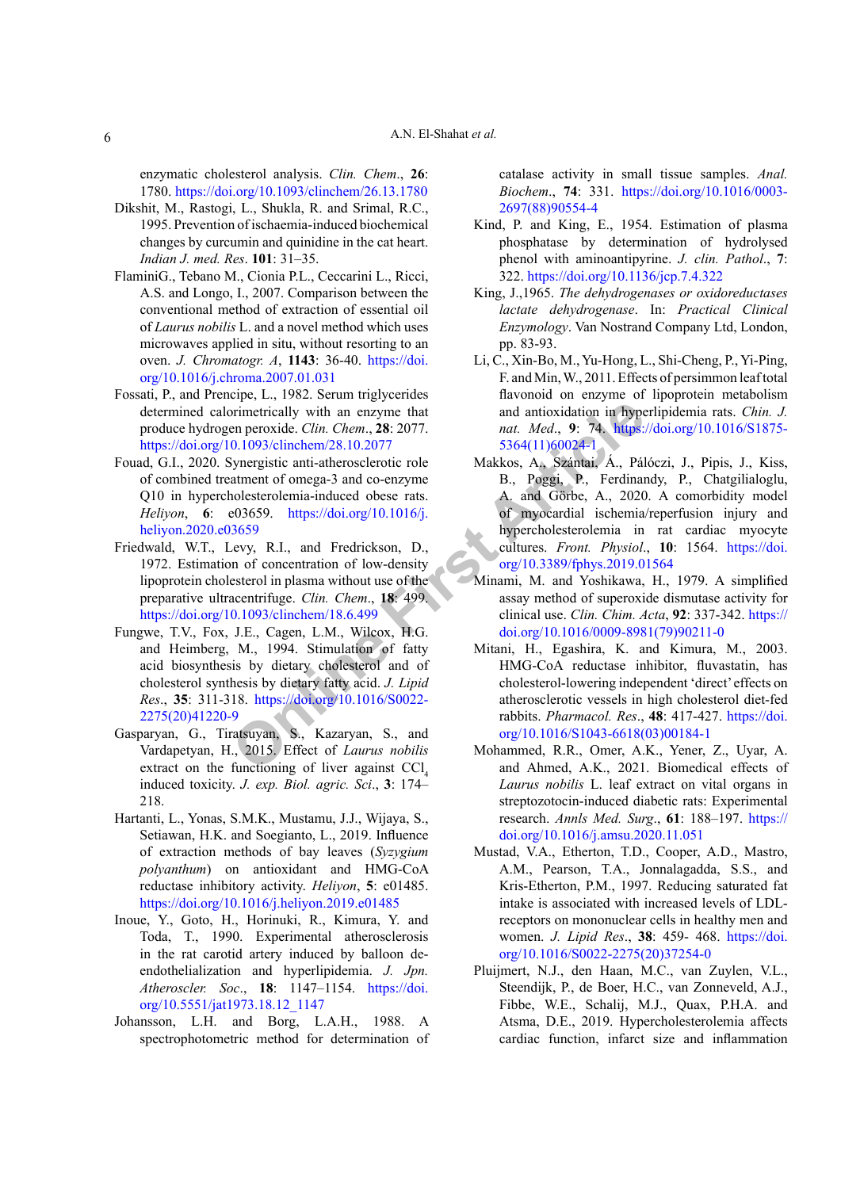enzymatic cholesterol analysis. *Clin. Chem*., **26**: 1780. https://doi.org/10.1093/clinchem/26.13.1780

Dikshit, M., Rastogi, L., Shukla, R. and Srimal, R.C., 1995. Prevention of ischaemia-induced biochemical changes by curcumin and quinidine in the cat heart. *Indian J. med. Res*. **101**: 31–35.

FlaminiG., Tebano M., Cionia P.L., Ceccarini L., Ricci, A.S. and Longo, I., 2007. Comparison between the conventional method of extraction of essential oil of *Laurus nobilis* L. and a novel method which uses microwaves applied in situ, without resorting to an oven. *J. Chromatogr. A*, **1143**: 36-40. https://doi.org/10.1016/j.chroma.2007.01.031

Fossati, P., and Prencipe, L., 1982. Serum triglycerides determined calorimetrically with an enzyme that produce hydrogen peroxide. *Clin. Chem*., **28**: 2077. https://doi.org/10.1093/clinchem/28.10.2077

Fouad, G.I., 2020. Synergistic anti-atherosclerotic role of combined treatment of omega-3 and co-enzyme Q10 in hypercholesterolemia-induced obese rats. *Heliyon*, **6**: e03659. https://doi.org/10.1016/j.heliyon.2020.e03659

Friedwald, W.T., Levy, R.I., and Fredrickson, D., 1972. Estimation of concentration of low-density lipoprotein cholesterol in plasma without use of the preparative ultracentrifuge. *Clin. Chem*., **18**: 499. https://doi.org/10.1093/clinchem/18.6.499

Fungwe, T.V., Fox, J.E., Cagen, L.M., Wilcox, H.G. and Heimberg, M., 1994. Stimulation of fatty acid biosynthesis by dietary cholesterol and of cholesterol synthesis by dietary fatty acid. *J. Lipid Res*., **35**: 311-318. https://doi.org/10.1016/S0022-2275(20)41220-9

Gasparyan, G., Tiratsuyan, S., Kazaryan, S., and Vardapetyan, H., 2015. Effect of *Laurus nobilis* extract on the functioning of liver against $CCl_4$ induced toxicity. *J. exp. Biol. agric. Sci*., **3**: 174–218.

Hartanti, L., Yonas, S.M.K., Mustamu, J.J., Wijaya, S., Setiawan, H.K. and Soegianto, L., 2019. Influence of extraction methods of bay leaves (*Syzygium polyanthum*) on antioxidant and HMG-CoA reductase inhibitory activity. *Heliyon*, **5**: e01485. https://doi.org/10.1016/j.heliyon.2019.e01485

Inoue, Y., Goto, H., Horinuki, R., Kimura, Y. and Toda, T., 1990. Experimental atherosclerosis in the rat carotid artery induced by balloon de-endothelialization and hyperlipidemia. *J. Jpn. Atheroscler. Soc*., **18**: 1147–1154. https://doi.org/10.5551/jat1973.18.12_1147

Johansson, L.H. and Borg, L.A.H., 1988. A spectrophotometric method for determination of catalase activity in small tissue samples. *Anal. Biochem*., **74**: 331. https://doi.org/10.1016/0003-2697(88)90554-4

Kind, P. and King, E., 1954. Estimation of plasma phosphatase by determination of hydrolysed phenol with aminoantipyrine. *J. clin. Pathol*., **7**: 322. https://doi.org/10.1136/jcp.7.4.322

King, J.,1965. *The dehydrogenases or oxidoreductases lactate dehydrogenase*. In: *Practical Clinical Enzymology*. Van Nostrand Company Ltd, London, pp. 83-93.

Li, C., Xin-Bo, M., Yu-Hong, L., Shi-Cheng, P., Yi-Ping, F. and Min, W., 2011. Effects of persimmon leaf total flavonoid on enzyme of lipoprotein metabolism and antioxidation in hyperlipidemia rats. *Chin. J. nat. Med*., **9**: 74. https://doi.org/10.1016/S1875-5364(11)60024-1

Makkos, A., Szántai, Á., Pálóczi, J., Pipis, J., Kiss, B., Poggi, P., Ferdinandy, P., Chatgilialoglu, A. and Görbe, A., 2020. A comorbidity model of myocardial ischemia/reperfusion injury and hypercholesterolemia in rat cardiac myocyte cultures. *Front. Physiol*., **10**: 1564. https://doi.org/10.3389/fphys.2019.01564

Minami, M. and Yoshikawa, H., 1979. A simplified assay method of superoxide dismutase activity for clinical use. *Clin. Chim. Acta*, **92**: 337-342. https://doi.org/10.1016/0009-8981(79)90211-0

Mitani, H., Egashira, K. and Kimura, M., 2003. HMG-CoA reductase inhibitor, fluvastatin, has cholesterol-lowering independent 'direct' effects on atherosclerotic vessels in high cholesterol diet-fed rabbits. *Pharmacol. Res*., **48**: 417-427. https://doi.org/10.1016/S1043-6618(03)00184-1

Mohammed, R.R., Omer, A.K., Yener, Z., Uyar, A. and Ahmed, A.K., 2021. Biomedical effects of *Laurus nobilis* L. leaf extract on vital organs in streptozotocin-induced diabetic rats: Experimental research. *Annls Med. Surg*., **61**: 188–197. https://doi.org/10.1016/j.amsu.2020.11.051

Mustad, V.A., Etherton, T.D., Cooper, A.D., Mastro, A.M., Pearson, T.A., Jonnalagadda, S.S., and Kris-Etherton, P.M., 1997. Reducing saturated fat intake is associated with increased levels of LDL-receptors on mononuclear cells in healthy men and women. *J. Lipid Res*., **38**: 459- 468. https://doi.org/10.1016/S0022-2275(20)37254-0

Pluijmert, N.J., den Haan, M.C., van Zuylen, V.L., Steendijk, P., de Boer, H.C., van Zonneveld, A.J., Fibbe, W.E., Schalij, M.J., Quax, P.H.A. and Atsma, D.E., 2019. Hypercholesterolemia affects cardiac function, infarct size and inflammation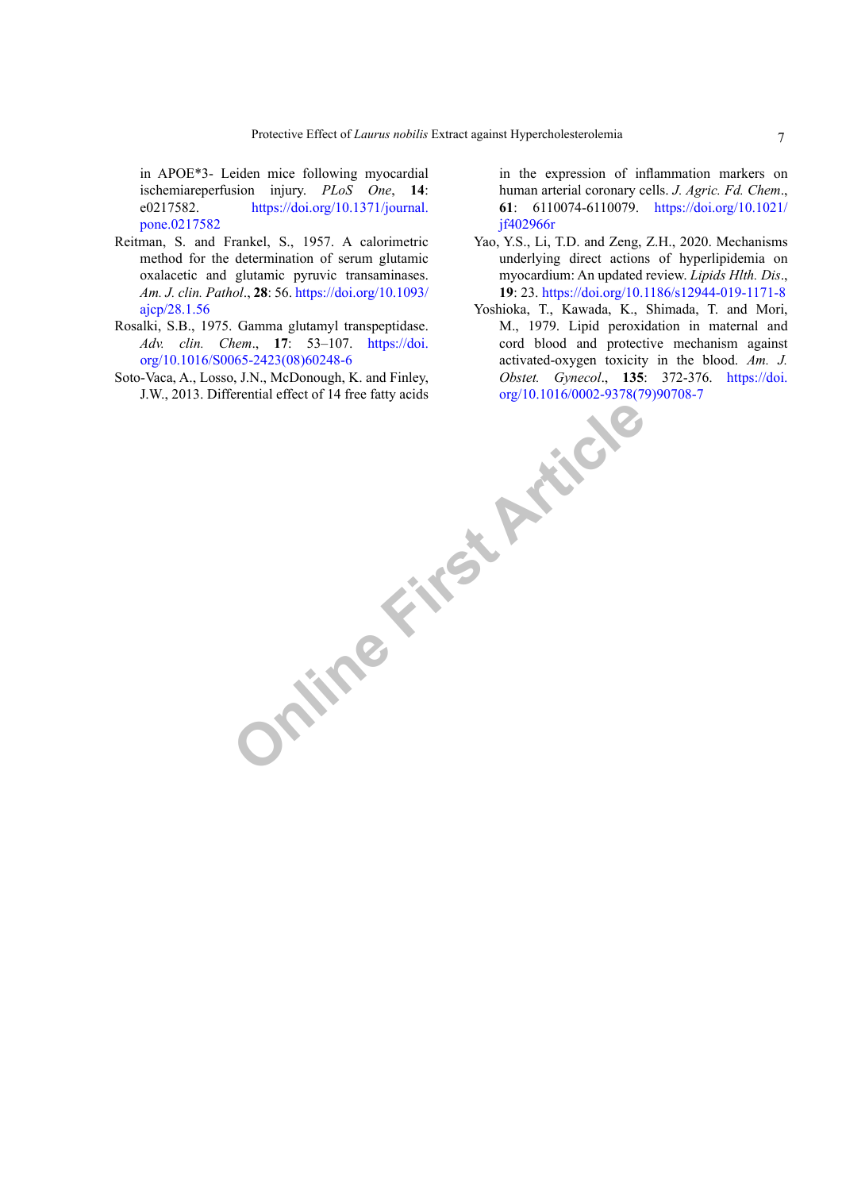in APOE*3- Leiden mice following myocardial ischemiareperfusion injury. *PLoS One*, **14**: e0217582. https://doi.org/10.1371/journal.pone.0217582

Reitman, S. and Frankel, S., 1957. A calorimetric method for the determination of serum glutamic oxalacetic and glutamic pyruvic transaminases. *Am. J. clin. Pathol*., **28**: 56. https://doi.org/10.1093/ajcp/28.1.56

Rosalki, S.B., 1975. Gamma glutamyl transpeptidase. *Adv. clin. Chem*., **17**: 53–107. https://doi.org/10.1016/S0065-2423(08)60248-6

Soto-Vaca, A., Losso, J.N., McDonough, K. and Finley, J.W., 2013. Differential effect of 14 free fatty acids in the expression of inflammation markers on human arterial coronary cells. *J. Agric. Fd. Chem*., **61**: 6110074-6110079. https://doi.org/10.1021/jf402966r

Yao, Y.S., Li, T.D. and Zeng, Z.H., 2020. Mechanisms underlying direct actions of hyperlipidemia on myocardium: An updated review. *Lipids Hlth. Dis*., **19**: 23. https://doi.org/10.1186/s12944-019-1171-8

Yoshioka, T., Kawada, K., Shimada, T. and Mori, M., 1979. Lipid peroxidation in maternal and cord blood and protective mechanism against activated-oxygen toxicity in the blood. *Am. J. Obstet. Gynecol*., **135**: 372-376. https://doi.org/10.1016/0002-9378(79)90708-7